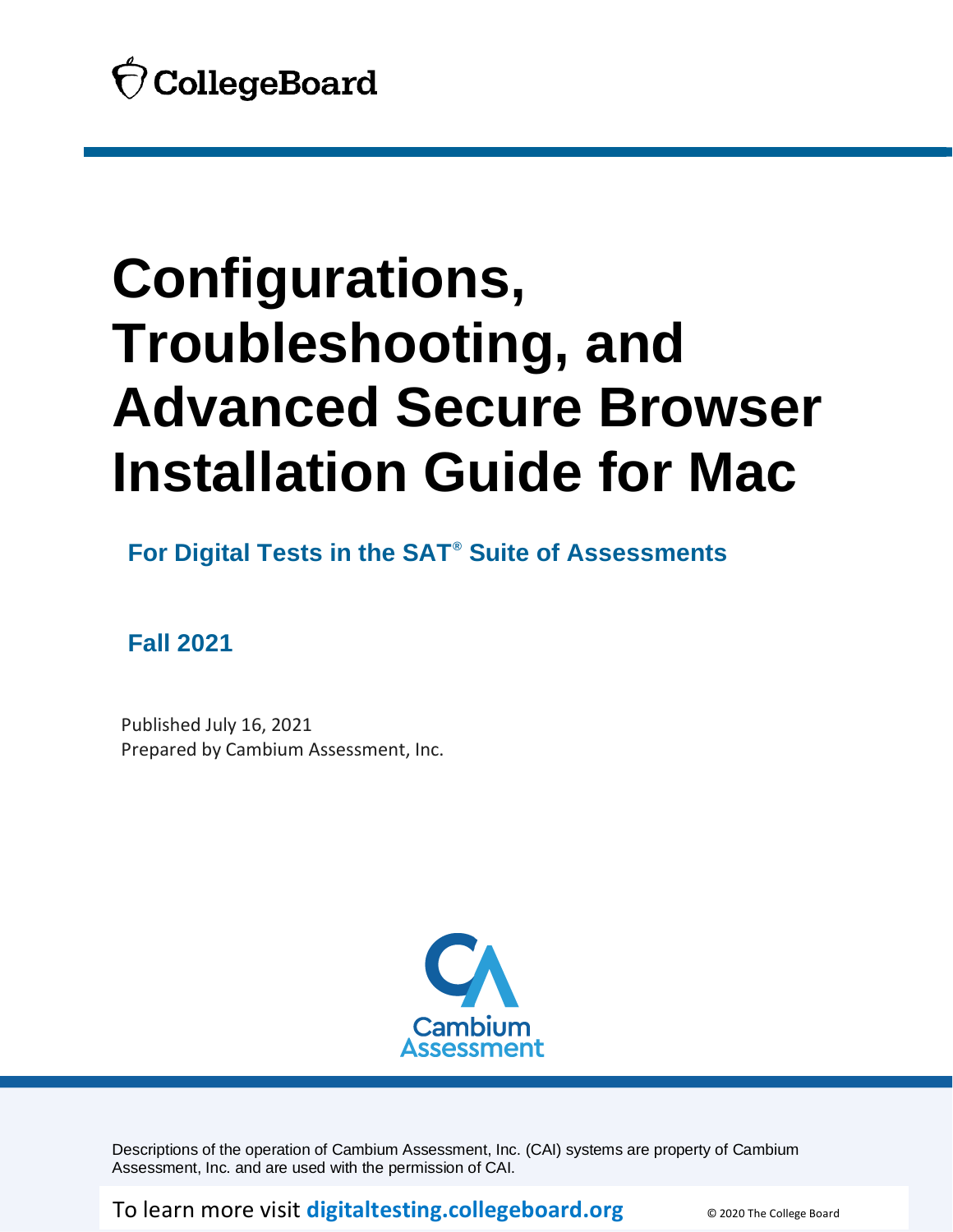CollegeBoard

# Configurations, Troubleshooting, and Advanced Secure Browser Installation Guide for Mac

## For Digital Tests in the SAT® Suite of Assessments

## Fall 2021

Published July 16, 2021
Prepared by Cambium Assessment, Inc.

Cambium Assessment

Descriptions of the operation of Cambium Assessment, Inc. (CAI) systems are property of Cambium Assessment, Inc. and are used with the permission of CAI.

To learn more visit **digitaltesting.collegeboard.org**

© 2020 The College Board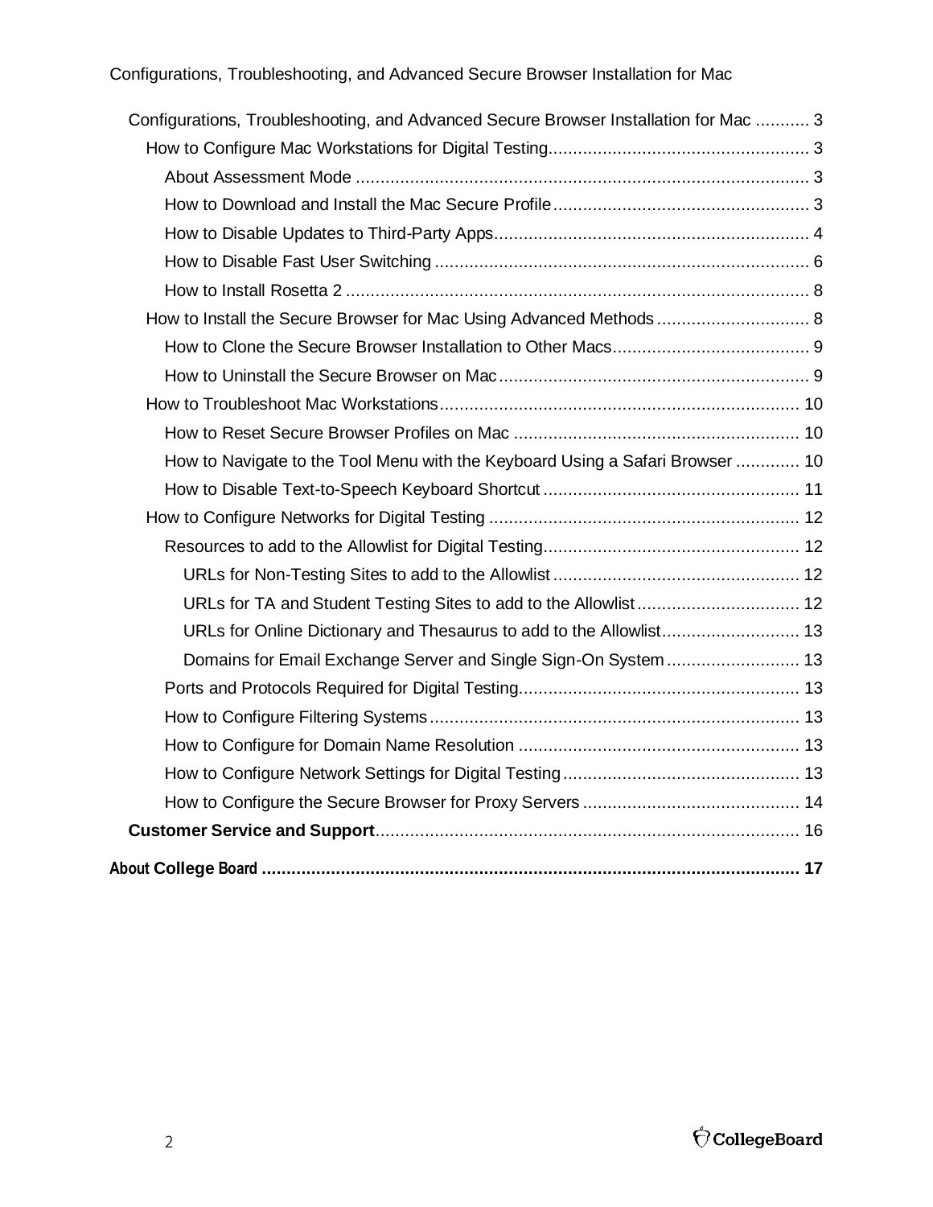- Configurations, Troubleshooting, and Advanced Secure Browser Installation for Mac ........... 3
  - How to Configure Mac Workstations for Digital Testing .................................................... 3
    - About Assessment Mode ........................................................................................... 3
    - How to Download and Install the Mac Secure Profile ................................................... 3
    - How to Disable Updates to Third-Party Apps ............................................................... 4
    - How to Disable Fast User Switching ........................................................................... 6
    - How to Install Rosetta 2 ............................................................................................. 8
  - How to Install the Secure Browser for Mac Using Advanced Methods ............................... 8
    - How to Clone the Secure Browser Installation to Other Macs ....................................... 9
    - How to Uninstall the Secure Browser on Mac .............................................................. 9
  - How to Troubleshoot Mac Workstations ........................................................................ 10
    - How to Reset Secure Browser Profiles on Mac ........................................................... 10
    - How to Navigate to the Tool Menu with the Keyboard Using a Safari Browser ............. 10
    - How to Disable Text-to-Speech Keyboard Shortcut .................................................... 11
  - How to Configure Networks for Digital Testing ............................................................... 12
    - Resources to add to the Allowlist for Digital Testing .................................................... 12
      - URLs for Non-Testing Sites to add to the Allowlist ................................................. 12
      - URLs for TA and Student Testing Sites to add to the Allowlist ................................. 12
      - URLs for Online Dictionary and Thesaurus to add to the Allowlist ............................ 13
      - Domains for Email Exchange Server and Single Sign-On System ........................... 13
    - Ports and Protocols Required for Digital Testing ......................................................... 13
    - How to Configure Filtering Systems ........................................................................... 13
    - How to Configure for Domain Name Resolution ......................................................... 13
    - How to Configure Network Settings for Digital Testing ................................................ 13
    - How to Configure the Secure Browser for Proxy Servers ............................................ 14
- **Customer Service and Support** ..................................................................................... 16

**About College Board ............................................................................................................ 17**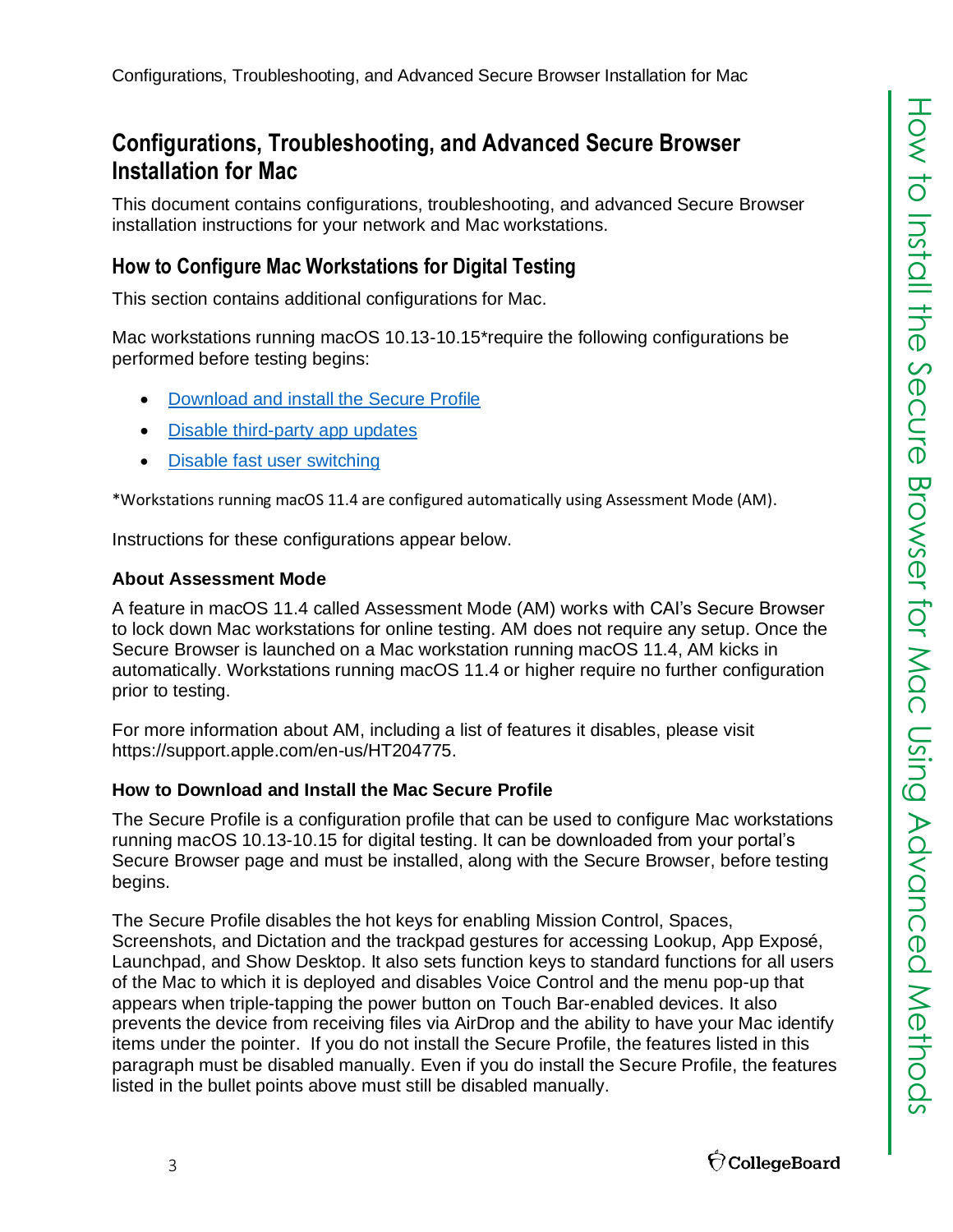# Configurations, Troubleshooting, and Advanced Secure Browser Installation for Mac

This document contains configurations, troubleshooting, and advanced Secure Browser installation instructions for your network and Mac workstations.

## How to Configure Mac Workstations for Digital Testing

This section contains additional configurations for Mac.

Mac workstations running macOS 10.13-10.15*require the following configurations be performed before testing begins:

- Download and install the Secure Profile
- Disable third-party app updates
- Disable fast user switching

*Workstations running macOS 11.4 are configured automatically using Assessment Mode (AM).

Instructions for these configurations appear below.

### About Assessment Mode

A feature in macOS 11.4 called Assessment Mode (AM) works with CAI's Secure Browser to lock down Mac workstations for online testing. AM does not require any setup. Once the Secure Browser is launched on a Mac workstation running macOS 11.4, AM kicks in automatically. Workstations running macOS 11.4 or higher require no further configuration prior to testing.

For more information about AM, including a list of features it disables, please visit https://support.apple.com/en-us/HT204775.

### How to Download and Install the Mac Secure Profile

The Secure Profile is a configuration profile that can be used to configure Mac workstations running macOS 10.13-10.15 for digital testing. It can be downloaded from your portal's Secure Browser page and must be installed, along with the Secure Browser, before testing begins.

The Secure Profile disables the hot keys for enabling Mission Control, Spaces, Screenshots, and Dictation and the trackpad gestures for accessing Lookup, App Exposé, Launchpad, and Show Desktop. It also sets function keys to standard functions for all users of the Mac to which it is deployed and disables Voice Control and the menu pop-up that appears when triple-tapping the power button on Touch Bar-enabled devices. It also prevents the device from receiving files via AirDrop and the ability to have your Mac identify items under the pointer. If you do not install the Secure Profile, the features listed in this paragraph must be disabled manually. Even if you do install the Secure Profile, the features listed in the bullet points above must still be disabled manually.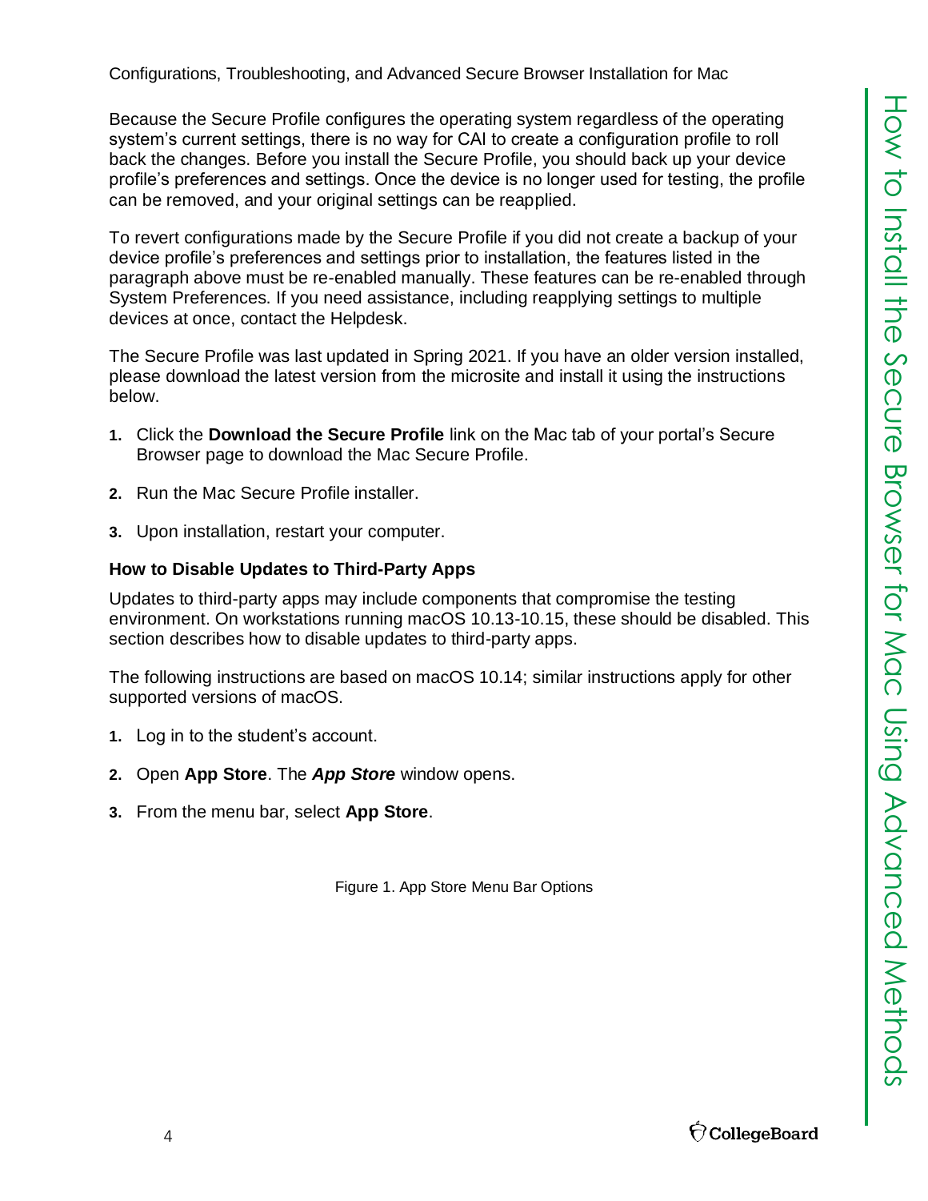Because the Secure Profile configures the operating system regardless of the operating system's current settings, there is no way for CAI to create a configuration profile to roll back the changes. Before you install the Secure Profile, you should back up your device profile's preferences and settings. Once the device is no longer used for testing, the profile can be removed, and your original settings can be reapplied.

To revert configurations made by the Secure Profile if you did not create a backup of your device profile's preferences and settings prior to installation, the features listed in the paragraph above must be re-enabled manually. These features can be re-enabled through System Preferences. If you need assistance, including reapplying settings to multiple devices at once, contact the Helpdesk.

The Secure Profile was last updated in Spring 2021. If you have an older version installed, please download the latest version from the microsite and install it using the instructions below.

1. Click the **Download the Secure Profile** link on the Mac tab of your portal's Secure Browser page to download the Mac Secure Profile.
2. Run the Mac Secure Profile installer.
3. Upon installation, restart your computer.

### How to Disable Updates to Third-Party Apps

Updates to third-party apps may include components that compromise the testing environment. On workstations running macOS 10.13-10.15, these should be disabled. This section describes how to disable updates to third-party apps.

The following instructions are based on macOS 10.14; similar instructions apply for other supported versions of macOS.

1. Log in to the student's account.
2. Open **App Store**. The ***App Store*** window opens.
3. From the menu bar, select **App Store**.

Figure 1. App Store Menu Bar Options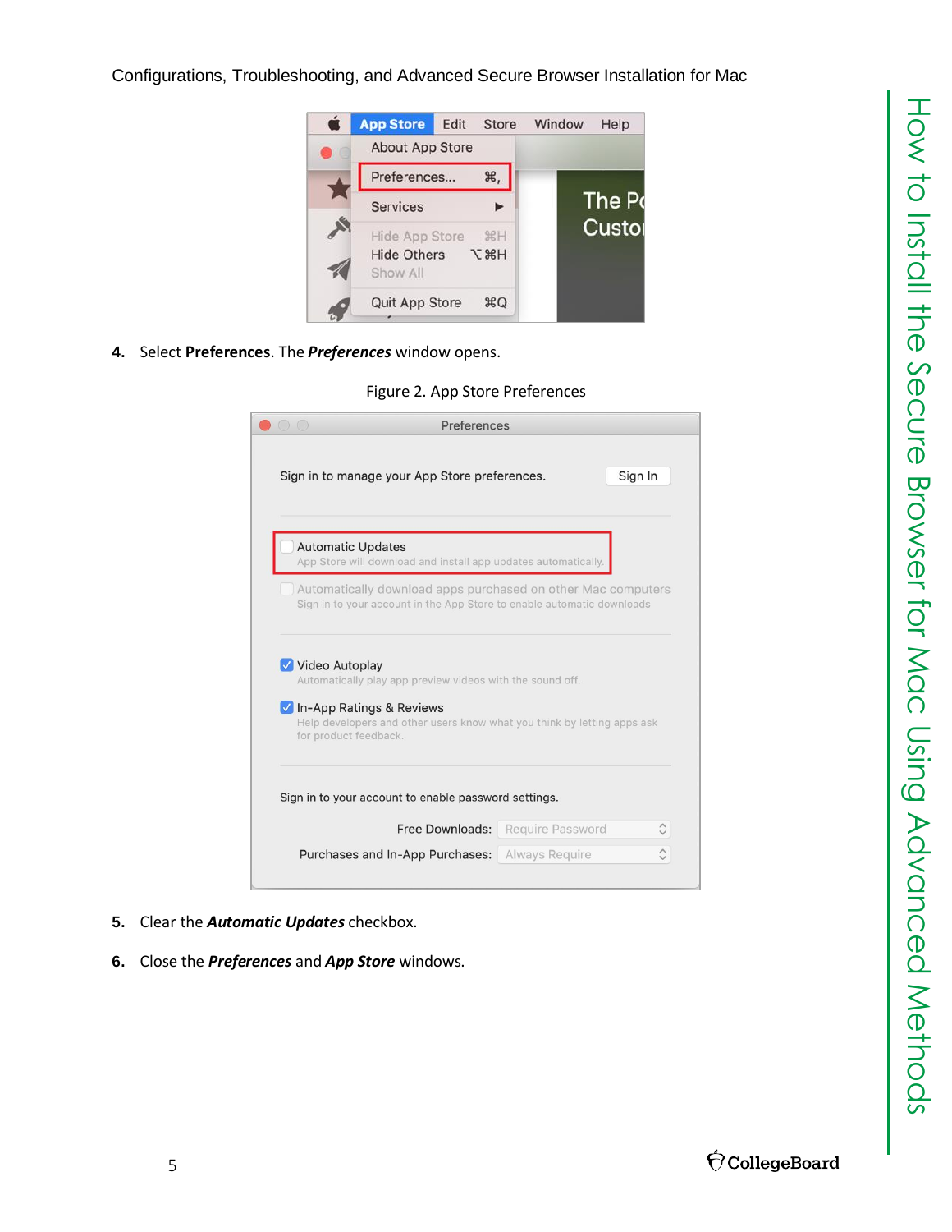4. Select **Preferences**. The ***Preferences*** window opens.

Figure 2. App Store Preferences

5. Clear the ***Automatic Updates*** checkbox.

6. Close the ***Preferences*** and ***App Store*** windows.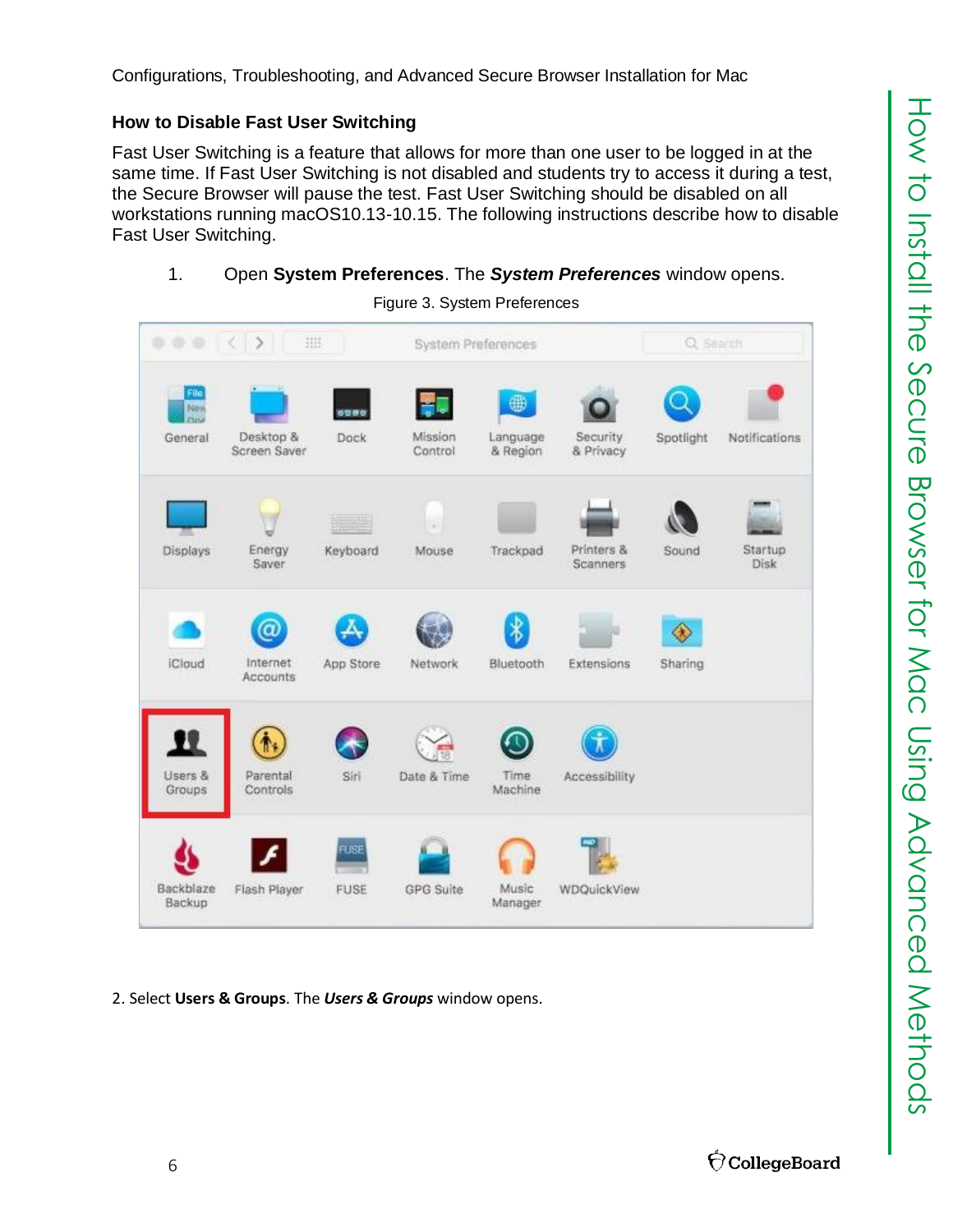## How to Disable Fast User Switching

Fast User Switching is a feature that allows for more than one user to be logged in at the same time. If Fast User Switching is not disabled and students try to access it during a test, the Secure Browser will pause the test. Fast User Switching should be disabled on all workstations running macOS10.13-10.15. The following instructions describe how to disable Fast User Switching.

1. Open **System Preferences**. The ***System Preferences*** window opens.

Figure 3. System Preferences

2. Select **Users & Groups**. The ***Users & Groups*** window opens.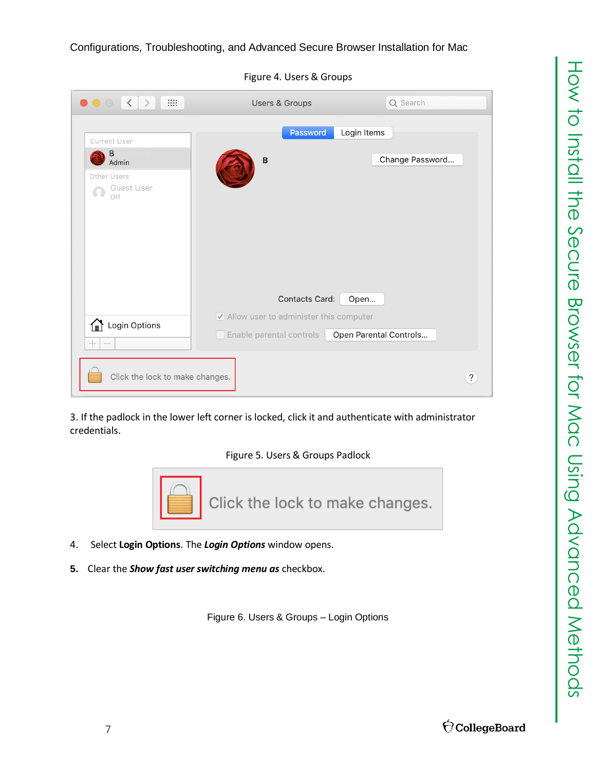Figure 4. Users & Groups

3. If the padlock in the lower left corner is locked, click it and authenticate with administrator credentials.

Figure 5. Users & Groups Padlock

4. Select **Login Options**. The ***Login Options*** window opens.

5. Clear the ***Show fast user switching menu as*** checkbox.

Figure 6. Users & Groups – Login Options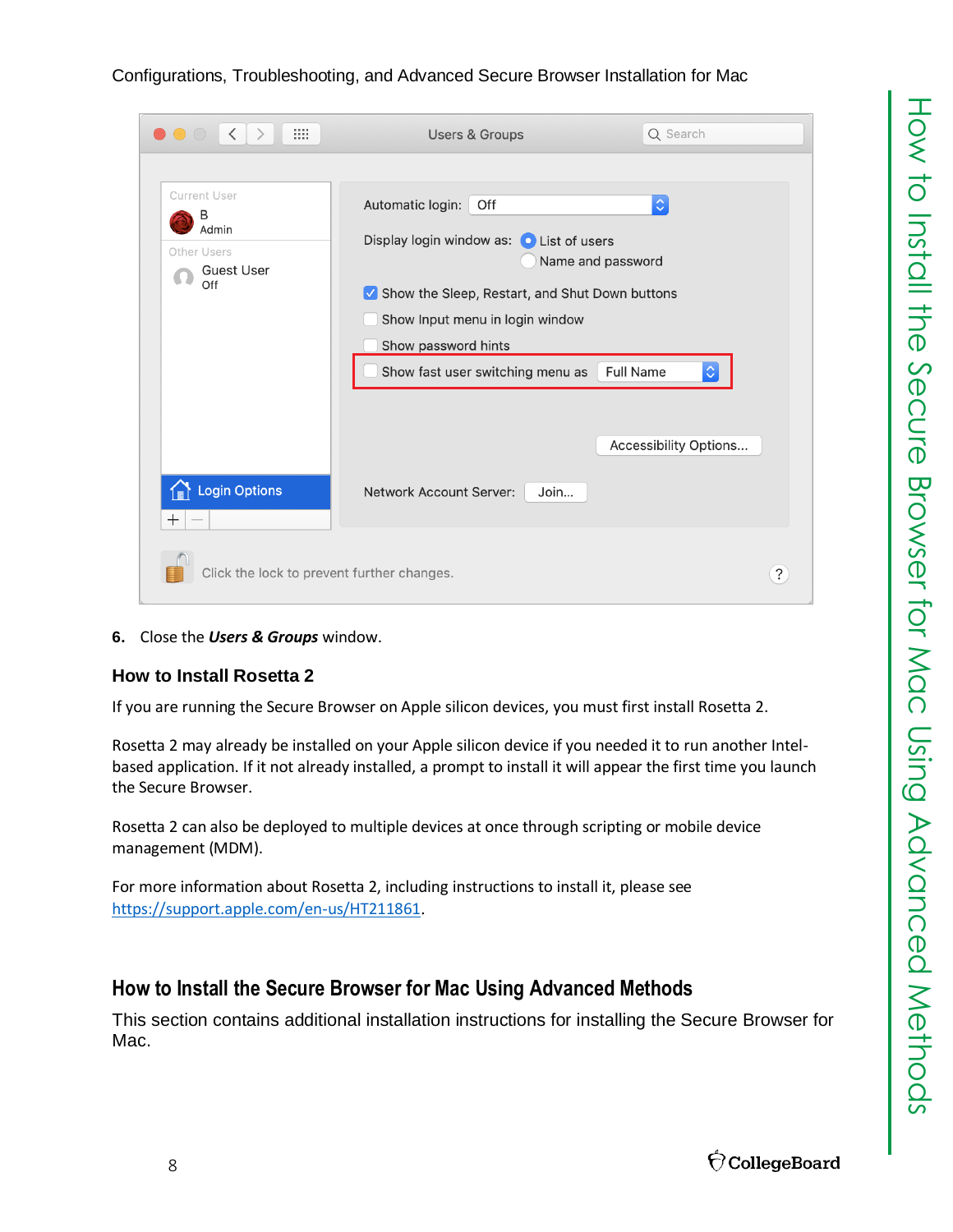6. Close the ***Users & Groups*** window.

### How to Install Rosetta 2

If you are running the Secure Browser on Apple silicon devices, you must first install Rosetta 2.

Rosetta 2 may already be installed on your Apple silicon device if you needed it to run another Intel-based application. If it not already installed, a prompt to install it will appear the first time you launch the Secure Browser.

Rosetta 2 can also be deployed to multiple devices at once through scripting or mobile device management (MDM).

For more information about Rosetta 2, including instructions to install it, please see https://support.apple.com/en-us/HT211861.

## How to Install the Secure Browser for Mac Using Advanced Methods

This section contains additional installation instructions for installing the Secure Browser for Mac.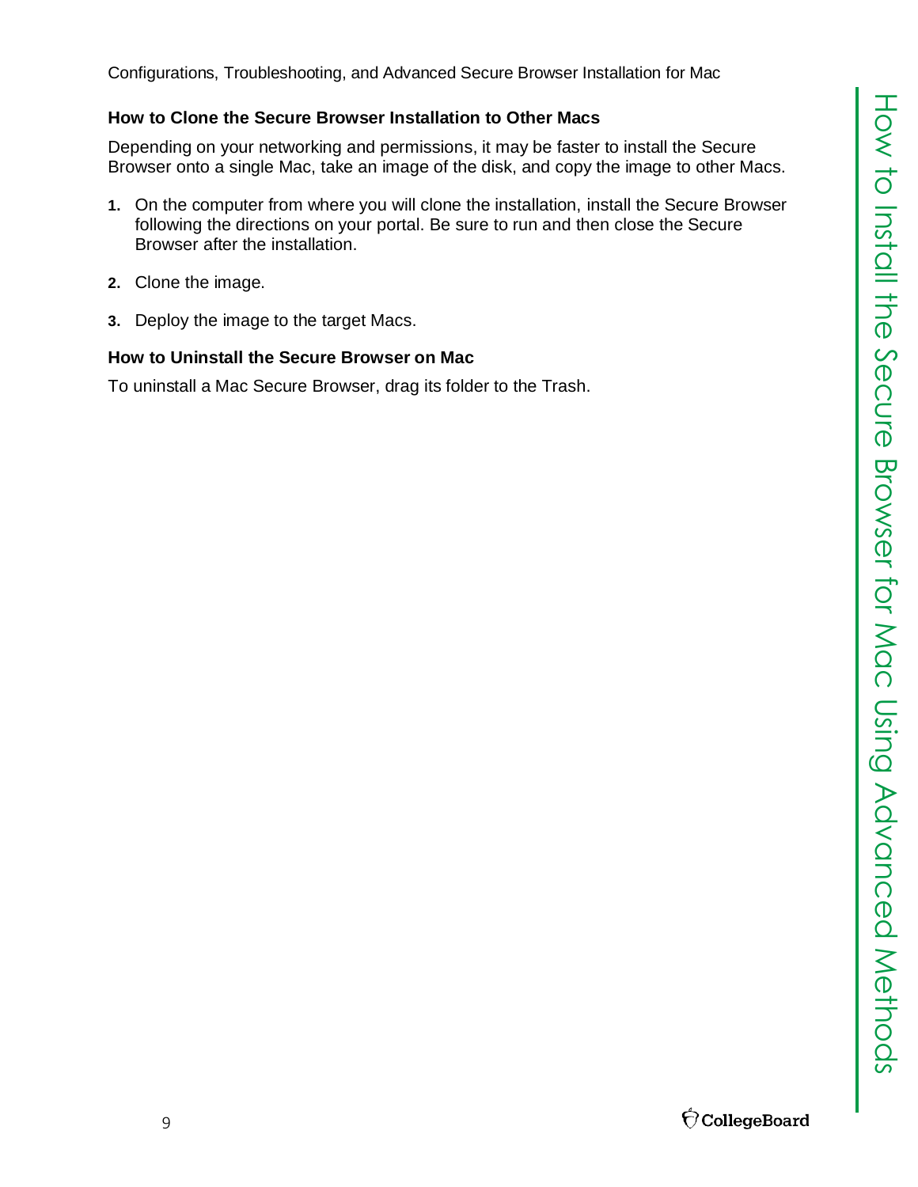## How to Clone the Secure Browser Installation to Other Macs

Depending on your networking and permissions, it may be faster to install the Secure Browser onto a single Mac, take an image of the disk, and copy the image to other Macs.

1. On the computer from where you will clone the installation, install the Secure Browser following the directions on your portal. Be sure to run and then close the Secure Browser after the installation.
2. Clone the image.
3. Deploy the image to the target Macs.

## How to Uninstall the Secure Browser on Mac

To uninstall a Mac Secure Browser, drag its folder to the Trash.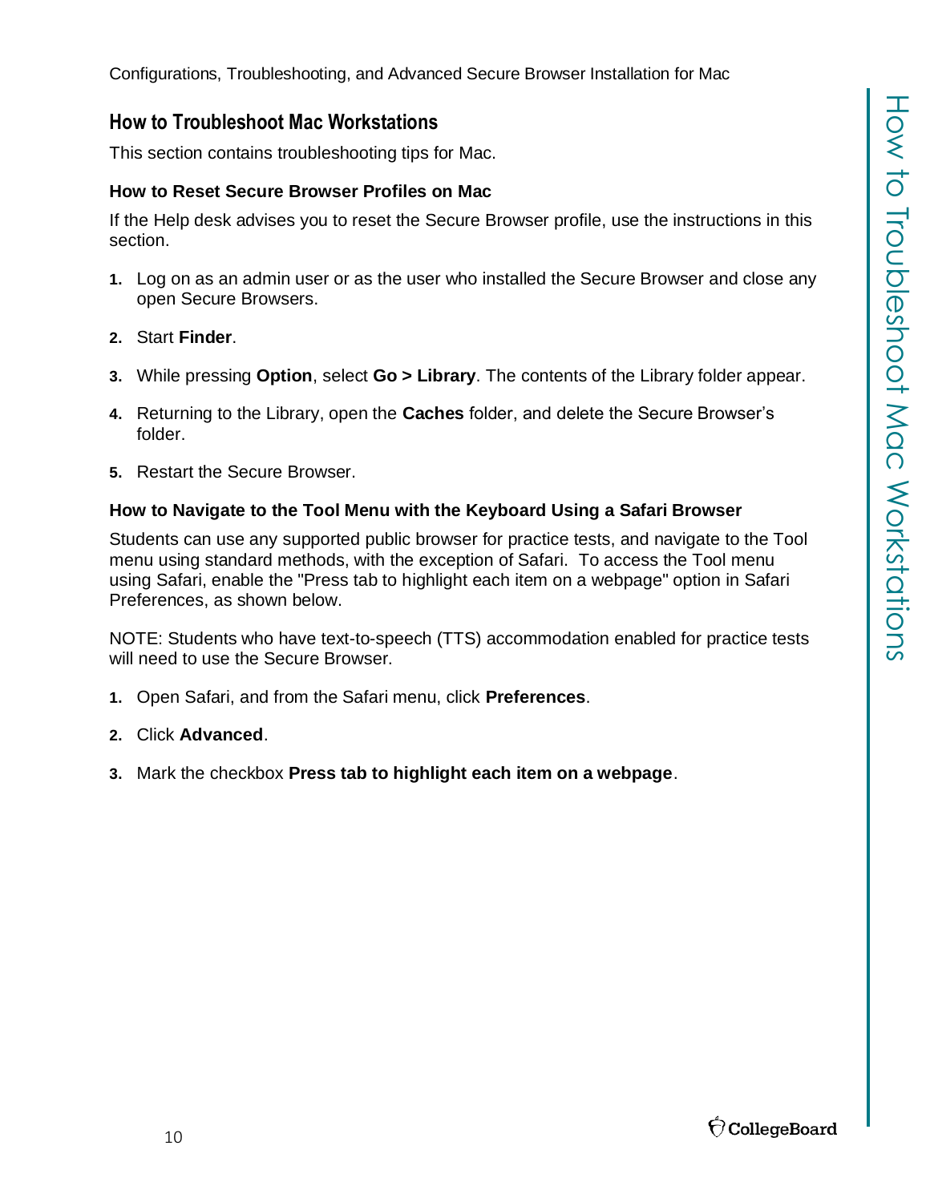## How to Troubleshoot Mac Workstations

This section contains troubleshooting tips for Mac.

### How to Reset Secure Browser Profiles on Mac

If the Help desk advises you to reset the Secure Browser profile, use the instructions in this section.

1. Log on as an admin user or as the user who installed the Secure Browser and close any open Secure Browsers.
2. Start **Finder**.
3. While pressing **Option**, select **Go > Library**. The contents of the Library folder appear.
4. Returning to the Library, open the **Caches** folder, and delete the Secure Browser's folder.
5. Restart the Secure Browser.

### How to Navigate to the Tool Menu with the Keyboard Using a Safari Browser

Students can use any supported public browser for practice tests, and navigate to the Tool menu using standard methods, with the exception of Safari. To access the Tool menu using Safari, enable the "Press tab to highlight each item on a webpage" option in Safari Preferences, as shown below.

NOTE: Students who have text-to-speech (TTS) accommodation enabled for practice tests will need to use the Secure Browser.

1. Open Safari, and from the Safari menu, click **Preferences**.
2. Click **Advanced**.
3. Mark the checkbox **Press tab to highlight each item on a webpage**.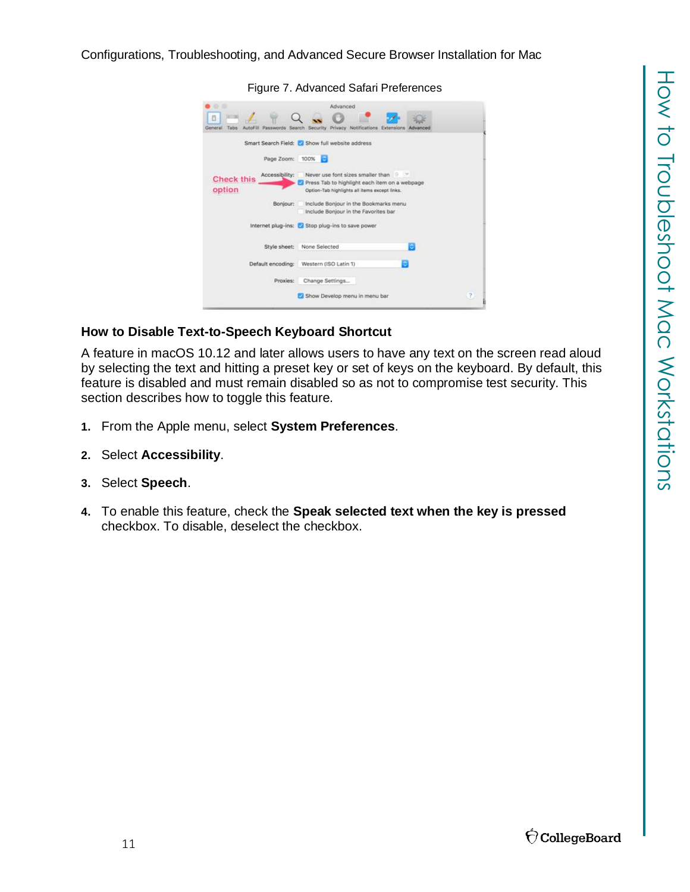Figure 7. Advanced Safari Preferences

## How to Disable Text-to-Speech Keyboard Shortcut

A feature in macOS 10.12 and later allows users to have any text on the screen read aloud by selecting the text and hitting a preset key or set of keys on the keyboard. By default, this feature is disabled and must remain disabled so as not to compromise test security. This section describes how to toggle this feature.

1. From the Apple menu, select **System Preferences**.
2. Select **Accessibility**.
3. Select **Speech**.
4. To enable this feature, check the **Speak selected text when the key is pressed** checkbox. To disable, deselect the checkbox.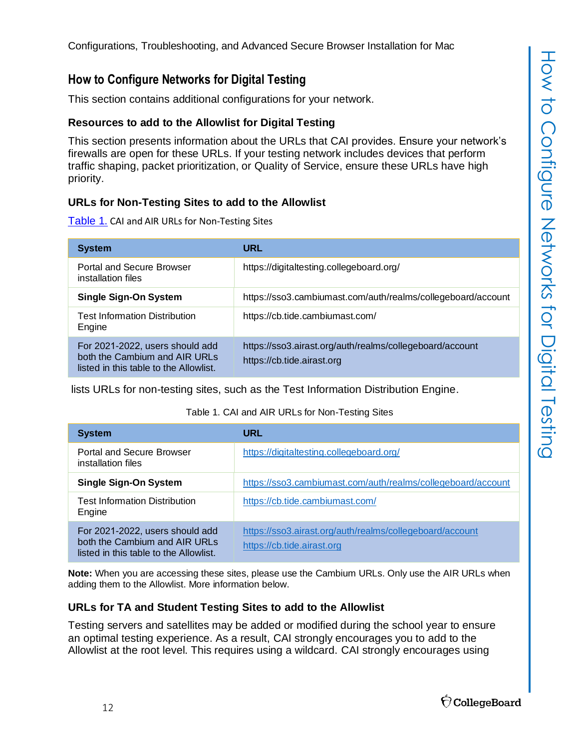## How to Configure Networks for Digital Testing

This section contains additional configurations for your network.

### Resources to add to the Allowlist for Digital Testing

This section presents information about the URLs that CAI provides. Ensure your network's firewalls are open for these URLs. If your testing network includes devices that perform traffic shaping, packet prioritization, or Quality of Service, ensure these URLs have high priority.

### URLs for Non-Testing Sites to add to the Allowlist

Table 1. CAI and AIR URLs for Non-Testing Sites

| System | URL |
|---|---|
| Portal and Secure Browser installation files | https://digitaltesting.collegeboard.org/ |
| **Single Sign-On System** | https://sso3.cambiumast.com/auth/realms/collegeboard/account |
| Test Information Distribution Engine | https://cb.tide.cambiumast.com/ |
| For 2021-2022, users should add both the Cambium and AIR URLs listed in this table to the Allowlist. | https://sso3.airast.org/auth/realms/collegeboard/account<br>https://cb.tide.airast.org |

lists URLs for non-testing sites, such as the Test Information Distribution Engine.

Table 1. CAI and AIR URLs for Non-Testing Sites

| System | URL |
|---|---|
| Portal and Secure Browser installation files | https://digitaltesting.collegeboard.org/ |
| **Single Sign-On System** | https://sso3.cambiumast.com/auth/realms/collegeboard/account |
| Test Information Distribution Engine | https://cb.tide.cambiumast.com/ |
| For 2021-2022, users should add both the Cambium and AIR URLs listed in this table to the Allowlist. | https://sso3.airast.org/auth/realms/collegeboard/account<br>https://cb.tide.airast.org |

**Note:** When you are accessing these sites, please use the Cambium URLs. Only use the AIR URLs when adding them to the Allowlist. More information below.

### URLs for TA and Student Testing Sites to add to the Allowlist

Testing servers and satellites may be added or modified during the school year to ensure an optimal testing experience. As a result, CAI strongly encourages you to add to the Allowlist at the root level. This requires using a wildcard. CAI strongly encourages using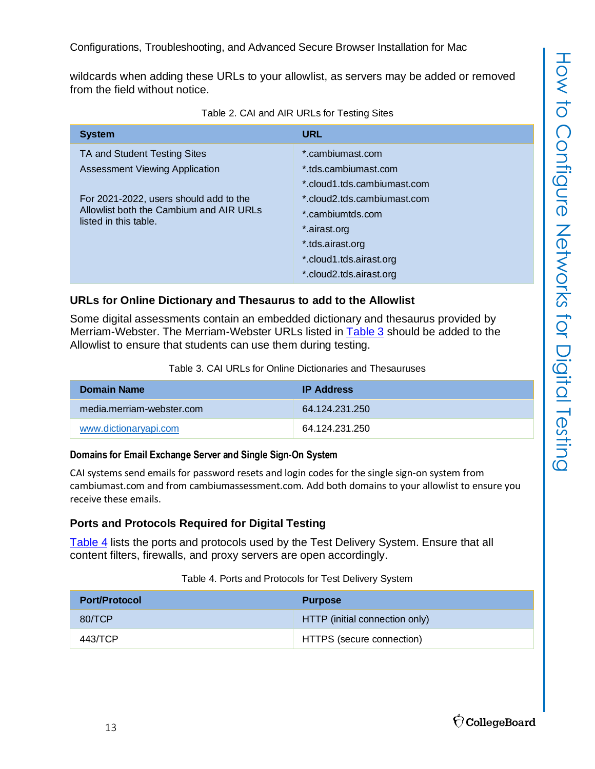wildcards when adding these URLs to your allowlist, as servers may be added or removed from the field without notice.

Table 2. CAI and AIR URLs for Testing Sites

| System | URL |
| --- | --- |
| TA and Student Testing Sites<br>Assessment Viewing Application<br><br>For 2021-2022, users should add to the Allowlist both the Cambium and AIR URLs listed in this table. | *.cambiumast.com<br>*.tds.cambiumast.com<br>*.cloud1.tds.cambiumast.com<br>*.cloud2.tds.cambiumast.com<br>*.cambiumtds.com<br>*.airast.org<br>*.tds.airast.org<br>*.cloud1.tds.airast.org<br>*.cloud2.tds.airast.org |

### URLs for Online Dictionary and Thesaurus to add to the Allowlist

Some digital assessments contain an embedded dictionary and thesaurus provided by Merriam-Webster. The Merriam-Webster URLs listed in Table 3 should be added to the Allowlist to ensure that students can use them during testing.

Table 3. CAI URLs for Online Dictionaries and Thesauruses

| Domain Name | IP Address |
| --- | --- |
| media.merriam-webster.com | 64.124.231.250 |
| www.dictionaryapi.com | 64.124.231.250 |

### Domains for Email Exchange Server and Single Sign-On System

CAI systems send emails for password resets and login codes for the single sign-on system from cambiumast.com and from cambiumassessment.com. Add both domains to your allowlist to ensure you receive these emails.

### Ports and Protocols Required for Digital Testing

Table 4 lists the ports and protocols used by the Test Delivery System. Ensure that all content filters, firewalls, and proxy servers are open accordingly.

Table 4. Ports and Protocols for Test Delivery System

| Port/Protocol | Purpose |
| --- | --- |
| 80/TCP | HTTP (initial connection only) |
| 443/TCP | HTTPS (secure connection) |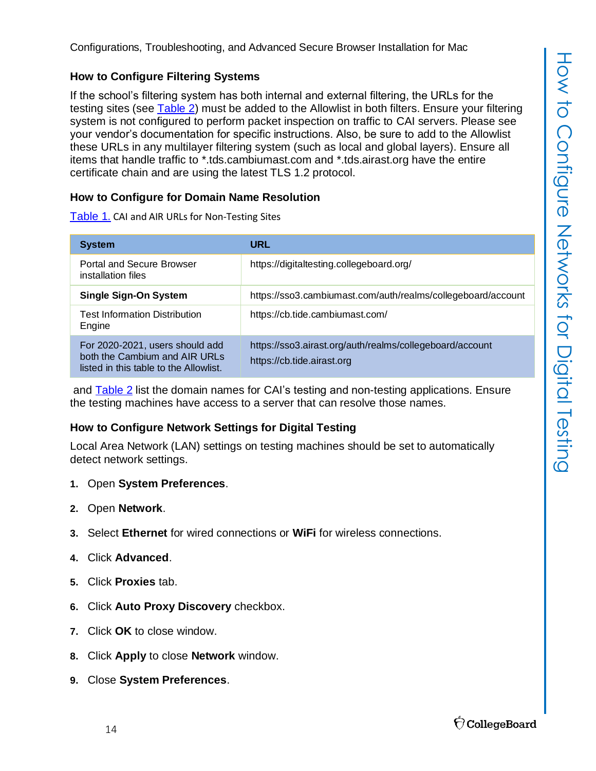## How to Configure Filtering Systems

If the school's filtering system has both internal and external filtering, the URLs for the testing sites (see Table 2) must be added to the Allowlist in both filters. Ensure your filtering system is not configured to perform packet inspection on traffic to CAI servers. Please see your vendor's documentation for specific instructions. Also, be sure to add to the Allowlist these URLs in any multilayer filtering system (such as local and global layers). Ensure all items that handle traffic to *.tds.cambiumast.com and *.tds.airast.org have the entire certificate chain and are using the latest TLS 1.2 protocol.

## How to Configure for Domain Name Resolution

Table 1. CAI and AIR URLs for Non-Testing Sites

| System | URL |
|---|---|
| Portal and Secure Browser installation files | https://digitaltesting.collegeboard.org/ |
| **Single Sign-On System** | https://sso3.cambiumast.com/auth/realms/collegeboard/account |
| Test Information Distribution Engine | https://cb.tide.cambiumast.com/ |
| For 2020-2021, users should add both the Cambium and AIR URLs listed in this table to the Allowlist. | https://sso3.airast.org/auth/realms/collegeboard/account<br>https://cb.tide.airast.org |

and Table 2 list the domain names for CAI's testing and non-testing applications. Ensure the testing machines have access to a server that can resolve those names.

## How to Configure Network Settings for Digital Testing

Local Area Network (LAN) settings on testing machines should be set to automatically detect network settings.

1. Open **System Preferences**.
2. Open **Network**.
3. Select **Ethernet** for wired connections or **WiFi** for wireless connections.
4. Click **Advanced**.
5. Click **Proxies** tab.
6. Click **Auto Proxy Discovery** checkbox.
7. Click **OK** to close window.
8. Click **Apply** to close **Network** window.
9. Close **System Preferences**.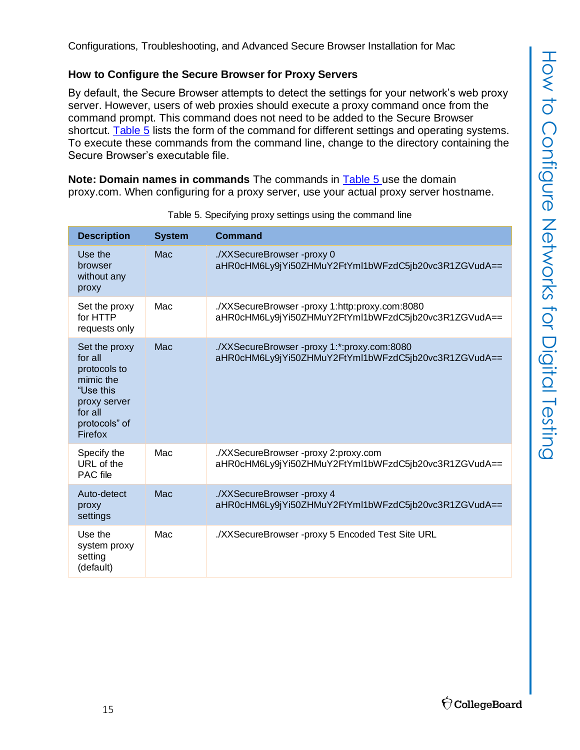## How to Configure the Secure Browser for Proxy Servers

By default, the Secure Browser attempts to detect the settings for your network's web proxy server. However, users of web proxies should execute a proxy command once from the command prompt. This command does not need to be added to the Secure Browser shortcut. Table 5 lists the form of the command for different settings and operating systems. To execute these commands from the command line, change to the directory containing the Secure Browser's executable file.

**Note: Domain names in commands** The commands in Table 5 use the domain proxy.com. When configuring for a proxy server, use your actual proxy server hostname.

Table 5. Specifying proxy settings using the command line

| Description | System | Command |
|---|---|---|
| Use the browser without any proxy | Mac | ./XXSecureBrowser -proxy 0 aHR0cHM6Ly9jYi50ZHMuY2FtYml1bWFzdC5jb20vc3R1ZGVudA== |
| Set the proxy for HTTP requests only | Mac | ./XXSecureBrowser -proxy 1:http:proxy.com:8080 aHR0cHM6Ly9jYi50ZHMuY2FtYml1bWFzdC5jb20vc3R1ZGVudA== |
| Set the proxy for all protocols to mimic the "Use this proxy server for all protocols" of Firefox | Mac | ./XXSecureBrowser -proxy 1:*:proxy.com:8080 aHR0cHM6Ly9jYi50ZHMuY2FtYml1bWFzdC5jb20vc3R1ZGVudA== |
| Specify the URL of the PAC file | Mac | ./XXSecureBrowser -proxy 2:proxy.com aHR0cHM6Ly9jYi50ZHMuY2FtYml1bWFzdC5jb20vc3R1ZGVudA== |
| Auto-detect proxy settings | Mac | ./XXSecureBrowser -proxy 4 aHR0cHM6Ly9jYi50ZHMuY2FtYml1bWFzdC5jb20vc3R1ZGVudA== |
| Use the system proxy setting (default) | Mac | ./XXSecureBrowser -proxy 5 Encoded Test Site URL |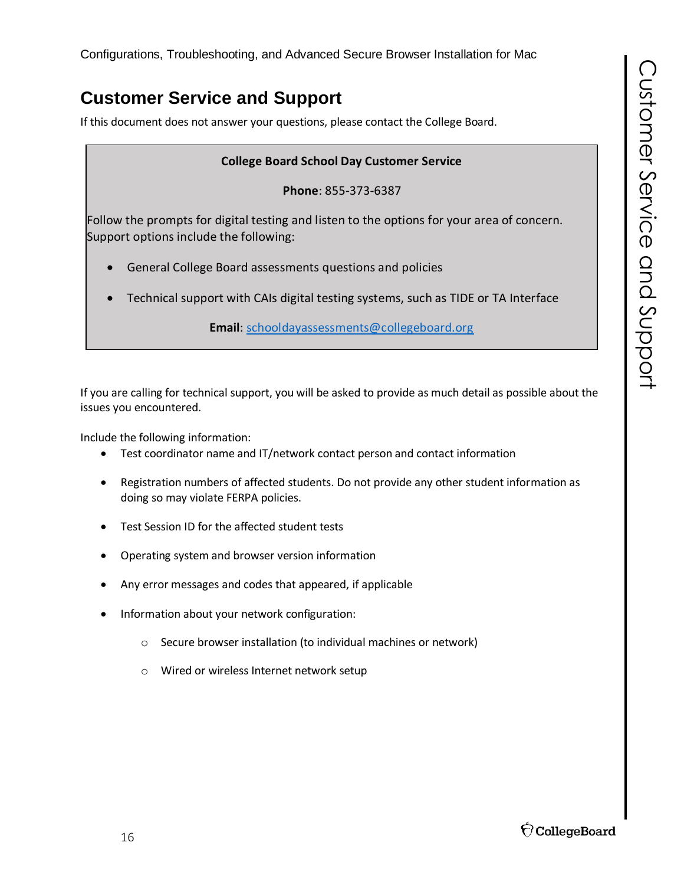## Customer Service and Support

If this document does not answer your questions, please contact the College Board.

**College Board School Day Customer Service**

**Phone**: 855-373-6387

Follow the prompts for digital testing and listen to the options for your area of concern. Support options include the following:

- General College Board assessments questions and policies
- Technical support with CAIs digital testing systems, such as TIDE or TA Interface

**Email**: schooldayassessments@collegeboard.org

If you are calling for technical support, you will be asked to provide as much detail as possible about the issues you encountered.

Include the following information:

- Test coordinator name and IT/network contact person and contact information
- Registration numbers of affected students. Do not provide any other student information as doing so may violate FERPA policies.
- Test Session ID for the affected student tests
- Operating system and browser version information
- Any error messages and codes that appeared, if applicable
- Information about your network configuration:
    - Secure browser installation (to individual machines or network)
    - Wired or wireless Internet network setup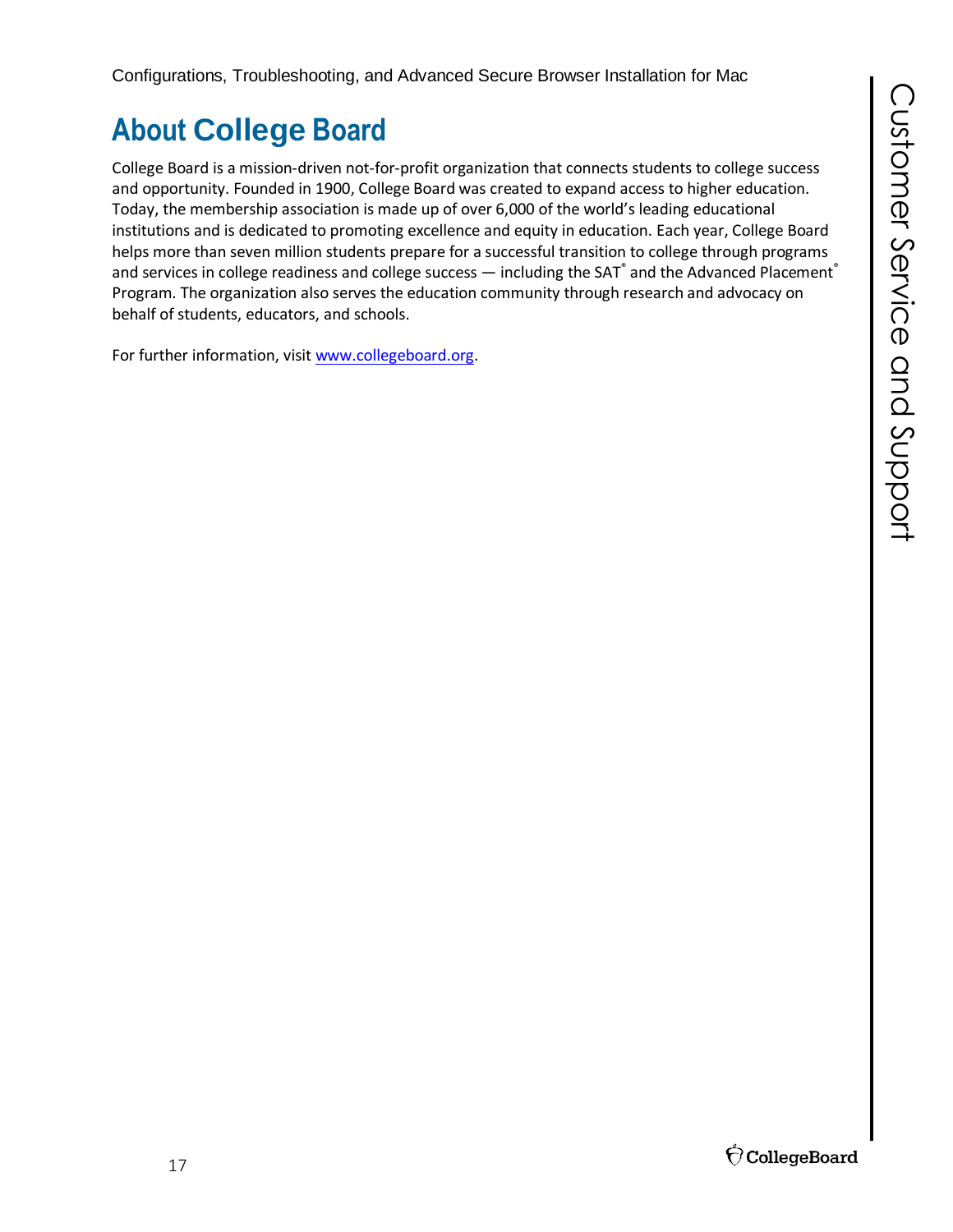# About College Board

College Board is a mission-driven not-for-profit organization that connects students to college success and opportunity. Founded in 1900, College Board was created to expand access to higher education. Today, the membership association is made up of over 6,000 of the world's leading educational institutions and is dedicated to promoting excellence and equity in education. Each year, College Board helps more than seven million students prepare for a successful transition to college through programs and services in college readiness and college success — including the SAT® and the Advanced Placement® Program. The organization also serves the education community through research and advocacy on behalf of students, educators, and schools.

For further information, visit www.collegeboard.org.